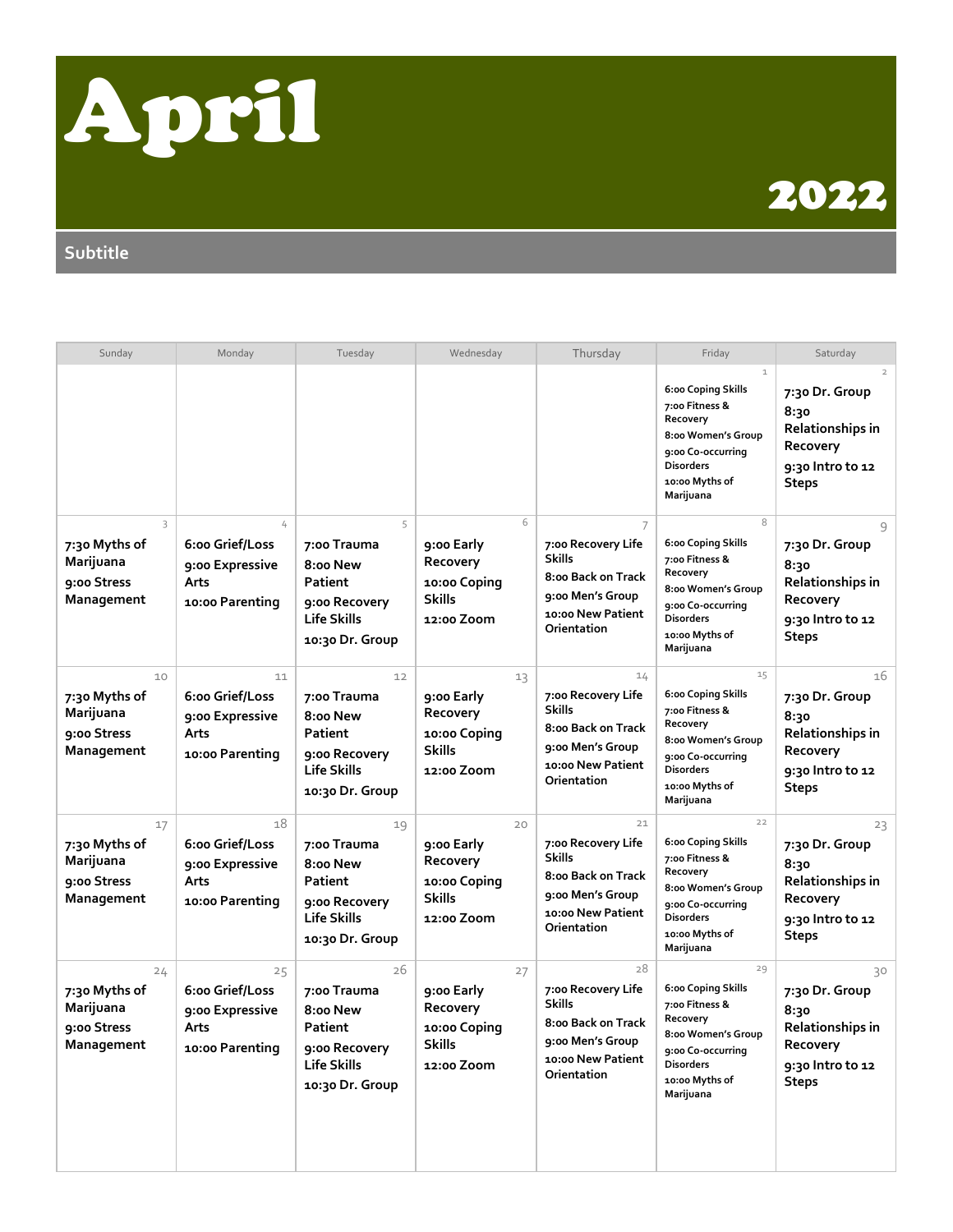# April

## 2022

Subtitle

| Sunday | Monday | Tuesday | Wednesday | Thursday | Friday | Saturday |
|---|---|---|---|---|---|---|
| | | | | | 1<br>6:00 Coping Skills<br>7:00 Fitness & Recovery<br>8:00 Women's Group<br>9:00 Co-occurring Disorders<br>10:00 Myths of Marijuana | 2<br>7:30 Dr. Group<br>8:30 Relationships in Recovery<br>9:30 Intro to 12 Steps |
| 3<br>7:30 Myths of Marijuana<br>9:00 Stress Management | 4<br>6:00 Grief/Loss<br>9:00 Expressive Arts<br>10:00 Parenting | 5<br>7:00 Trauma<br>8:00 New Patient<br>9:00 Recovery Life Skills<br>10:30 Dr. Group | 6<br>9:00 Early Recovery<br>10:00 Coping Skills<br>12:00 Zoom | 7<br>7:00 Recovery Life Skills<br>8:00 Back on Track<br>9:00 Men's Group<br>10:00 New Patient Orientation | 8<br>6:00 Coping Skills<br>7:00 Fitness & Recovery<br>8:00 Women's Group<br>9:00 Co-occurring Disorders<br>10:00 Myths of Marijuana | 9<br>7:30 Dr. Group<br>8:30 Relationships in Recovery<br>9:30 Intro to 12 Steps |
| 10<br>7:30 Myths of Marijuana<br>9:00 Stress Management | 11<br>6:00 Grief/Loss<br>9:00 Expressive Arts<br>10:00 Parenting | 12<br>7:00 Trauma<br>8:00 New Patient<br>9:00 Recovery Life Skills<br>10:30 Dr. Group | 13<br>9:00 Early Recovery<br>10:00 Coping Skills<br>12:00 Zoom | 14<br>7:00 Recovery Life Skills<br>8:00 Back on Track<br>9:00 Men's Group<br>10:00 New Patient Orientation | 15<br>6:00 Coping Skills<br>7:00 Fitness & Recovery<br>8:00 Women's Group<br>9:00 Co-occurring Disorders<br>10:00 Myths of Marijuana | 16<br>7:30 Dr. Group<br>8:30 Relationships in Recovery<br>9:30 Intro to 12 Steps |
| 17<br>7:30 Myths of Marijuana<br>9:00 Stress Management | 18<br>6:00 Grief/Loss<br>9:00 Expressive Arts<br>10:00 Parenting | 19<br>7:00 Trauma<br>8:00 New Patient<br>9:00 Recovery Life Skills<br>10:30 Dr. Group | 20<br>9:00 Early Recovery<br>10:00 Coping Skills<br>12:00 Zoom | 21<br>7:00 Recovery Life Skills<br>8:00 Back on Track<br>9:00 Men's Group<br>10:00 New Patient Orientation | 22<br>6:00 Coping Skills<br>7:00 Fitness & Recovery<br>8:00 Women's Group<br>9:00 Co-occurring Disorders<br>10:00 Myths of Marijuana | 23<br>7:30 Dr. Group<br>8:30 Relationships in Recovery<br>9:30 Intro to 12 Steps |
| 24<br>7:30 Myths of Marijuana<br>9:00 Stress Management | 25<br>6:00 Grief/Loss<br>9:00 Expressive Arts<br>10:00 Parenting | 26<br>7:00 Trauma<br>8:00 New Patient<br>9:00 Recovery Life Skills<br>10:30 Dr. Group | 27<br>9:00 Early Recovery<br>10:00 Coping Skills<br>12:00 Zoom | 28<br>7:00 Recovery Life Skills<br>8:00 Back on Track<br>9:00 Men's Group<br>10:00 New Patient Orientation | 29<br>6:00 Coping Skills<br>7:00 Fitness & Recovery<br>8:00 Women's Group<br>9:00 Co-occurring Disorders<br>10:00 Myths of Marijuana | 30<br>7:30 Dr. Group<br>8:30 Relationships in Recovery<br>9:30 Intro to 12 Steps |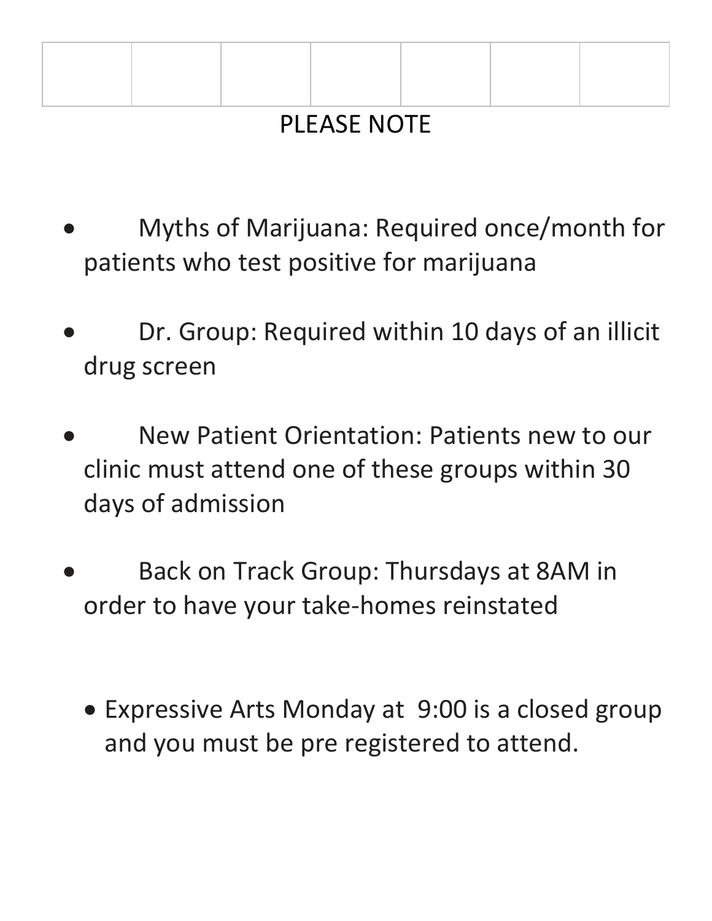| | | | | | | |
|---|---|---|---|---|---|---|
| | | | | | | |

PLEASE NOTE

- Myths of Marijuana: Required once/month for patients who test positive for marijuana
- Dr. Group: Required within 10 days of an illicit drug screen
- New Patient Orientation: Patients new to our clinic must attend one of these groups within 30 days of admission
- Back on Track Group: Thursdays at 8AM in order to have your take-homes reinstated

  - Expressive Arts Monday at 9:00 is a closed group and you must be pre registered to attend.